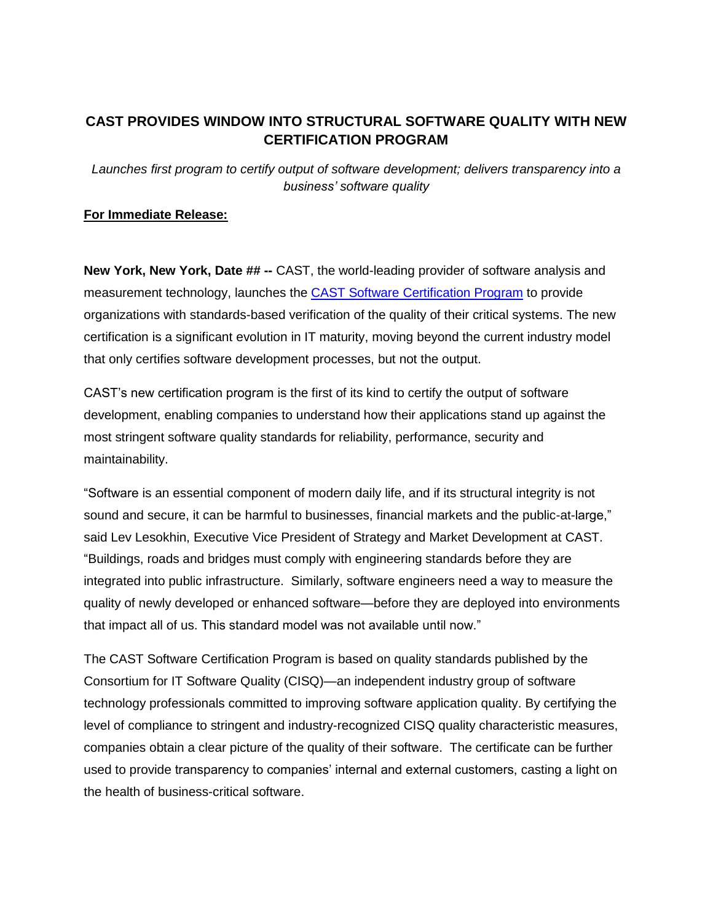# CAST PROVIDES WINDOW INTO STRUCTURAL SOFTWARE QUALITY WITH NEW CERTIFICATION PROGRAM

*Launches first program to certify output of software development; delivers transparency into a business' software quality*

**For Immediate Release:**

**New York, New York, Date ## --** CAST, the world-leading provider of software analysis and measurement technology, launches the [CAST Software Certification Program]() to provide organizations with standards-based verification of the quality of their critical systems. The new certification is a significant evolution in IT maturity, moving beyond the current industry model that only certifies software development processes, but not the output.

CAST's new certification program is the first of its kind to certify the output of software development, enabling companies to understand how their applications stand up against the most stringent software quality standards for reliability, performance, security and maintainability.

"Software is an essential component of modern daily life, and if its structural integrity is not sound and secure, it can be harmful to businesses, financial markets and the public-at-large," said Lev Lesokhin, Executive Vice President of Strategy and Market Development at CAST. "Buildings, roads and bridges must comply with engineering standards before they are integrated into public infrastructure. Similarly, software engineers need a way to measure the quality of newly developed or enhanced software—before they are deployed into environments that impact all of us. This standard model was not available until now."

The CAST Software Certification Program is based on quality standards published by the Consortium for IT Software Quality (CISQ)—an independent industry group of software technology professionals committed to improving software application quality. By certifying the level of compliance to stringent and industry-recognized CISQ quality characteristic measures, companies obtain a clear picture of the quality of their software. The certificate can be further used to provide transparency to companies' internal and external customers, casting a light on the health of business-critical software.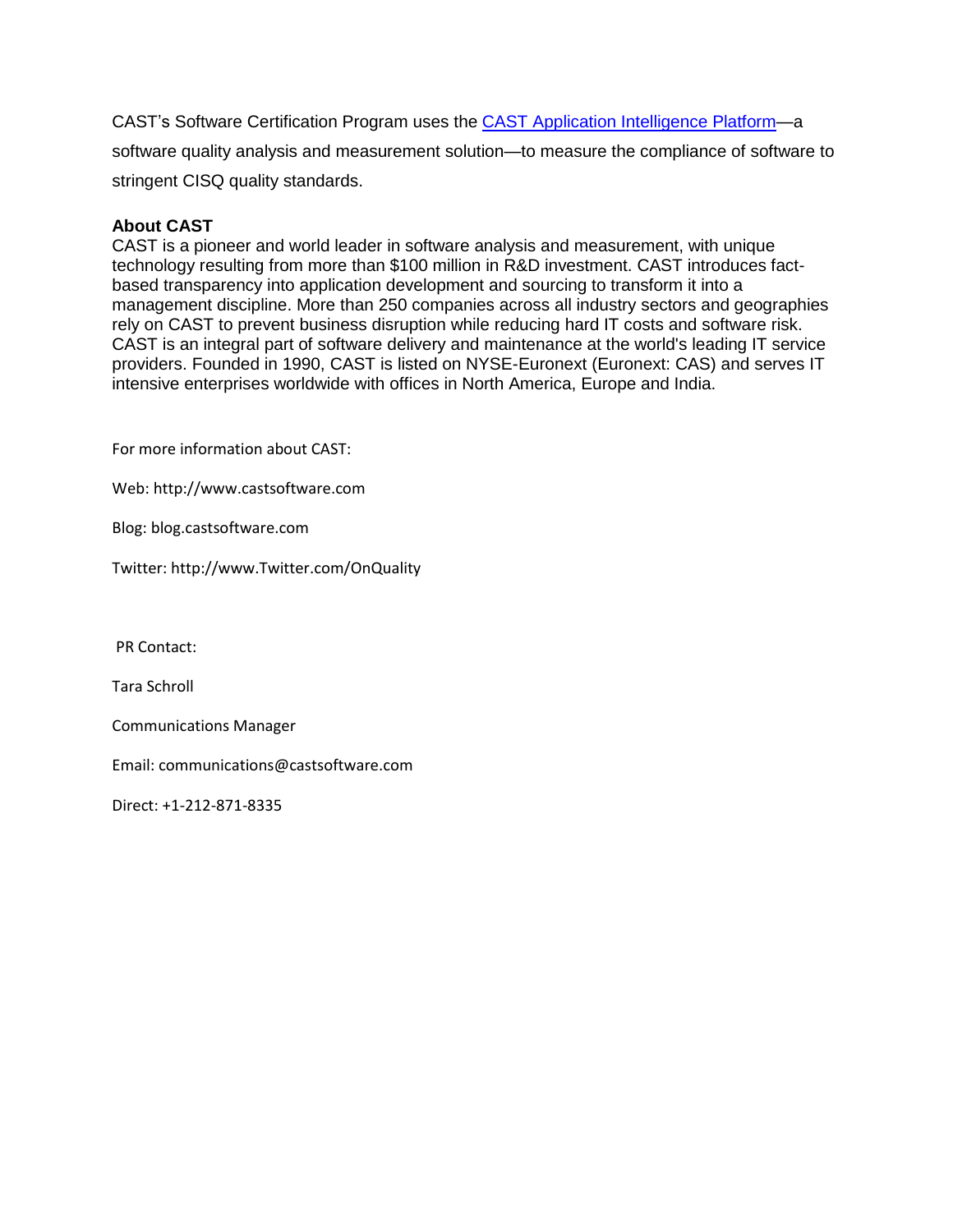CAST's Software Certification Program uses the [CAST Application Intelligence Platform]—a software quality analysis and measurement solution—to measure the compliance of software to stringent CISQ quality standards.

**About CAST**

CAST is a pioneer and world leader in software analysis and measurement, with unique technology resulting from more than $100 million in R&D investment. CAST introduces fact-based transparency into application development and sourcing to transform it into a management discipline. More than 250 companies across all industry sectors and geographies rely on CAST to prevent business disruption while reducing hard IT costs and software risk. CAST is an integral part of software delivery and maintenance at the world's leading IT service providers. Founded in 1990, CAST is listed on NYSE-Euronext (Euronext: CAS) and serves IT intensive enterprises worldwide with offices in North America, Europe and India.

For more information about CAST:

Web: http://www.castsoftware.com

Blog: blog.castsoftware.com

Twitter: http://www.Twitter.com/OnQuality

PR Contact:

Tara Schroll

Communications Manager

Email: communications@castsoftware.com

Direct: +1-212-871-8335